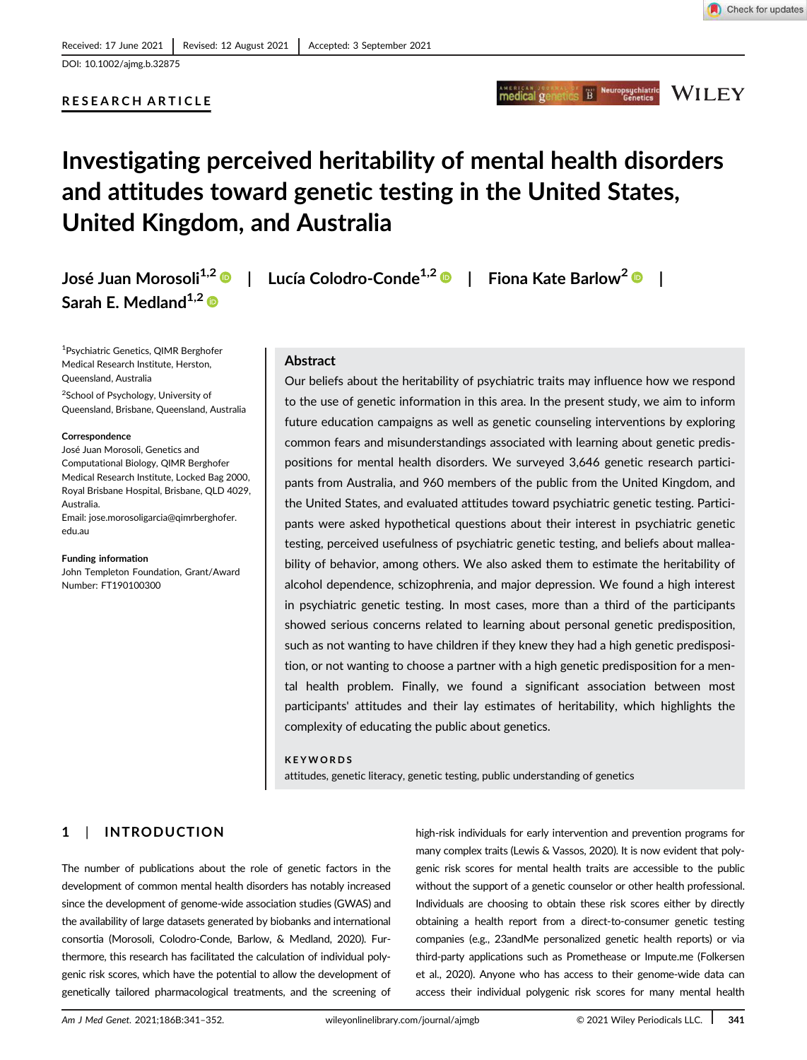Received: 17 June 2021 | Revised: 12 August 2021 | Accepted: 3 September 2021

DOI: 10.1002/ajmg.b.32875

RESEARCH ARTICLE

# Investigating perceived heritability of mental health disorders and attitudes toward genetic testing in the United States, United Kingdom, and Australia

José Juan Morosoli[1,2] | Lucía Colodro-Conde[1,2] | Fiona Kate Barlow[2] | Sarah E. Medland[1,2]

[1]Psychiatric Genetics, QIMR Berghofer Medical Research Institute, Herston, Queensland, Australia

[2]School of Psychology, University of Queensland, Brisbane, Queensland, Australia

**Correspondence**
José Juan Morosoli, Genetics and Computational Biology, QIMR Berghofer Medical Research Institute, Locked Bag 2000, Royal Brisbane Hospital, Brisbane, QLD 4029, Australia.
Email: jose.morosoligarcia@qimrberghofer.edu.au

**Funding information**
John Templeton Foundation, Grant/Award Number: FT190100300

## Abstract

Our beliefs about the heritability of psychiatric traits may influence how we respond to the use of genetic information in this area. In the present study, we aim to inform future education campaigns as well as genetic counseling interventions by exploring common fears and misunderstandings associated with learning about genetic predispositions for mental health disorders. We surveyed 3,646 genetic research participants from Australia, and 960 members of the public from the United Kingdom, and the United States, and evaluated attitudes toward psychiatric genetic testing. Participants were asked hypothetical questions about their interest in psychiatric genetic testing, perceived usefulness of psychiatric genetic testing, and beliefs about malleability of behavior, among others. We also asked them to estimate the heritability of alcohol dependence, schizophrenia, and major depression. We found a high interest in psychiatric genetic testing. In most cases, more than a third of the participants showed serious concerns related to learning about personal genetic predisposition, such as not wanting to have children if they knew they had a high genetic predisposition, or not wanting to choose a partner with a high genetic predisposition for a mental health problem. Finally, we found a significant association between most participants' attitudes and their lay estimates of heritability, which highlights the complexity of educating the public about genetics.

**KEYWORDS**
attitudes, genetic literacy, genetic testing, public understanding of genetics

## 1 | INTRODUCTION

The number of publications about the role of genetic factors in the development of common mental health disorders has notably increased since the development of genome-wide association studies (GWAS) and the availability of large datasets generated by biobanks and international consortia (Morosoli, Colodro-Conde, Barlow, & Medland, 2020). Furthermore, this research has facilitated the calculation of individual polygenic risk scores, which have the potential to allow the development of genetically tailored pharmacological treatments, and the screening of high-risk individuals for early intervention and prevention programs for many complex traits (Lewis & Vassos, 2020). It is now evident that polygenic risk scores for mental health traits are accessible to the public without the support of a genetic counselor or other health professional. Individuals are choosing to obtain these risk scores either by directly obtaining a health report from a direct-to-consumer genetic testing companies (e.g., 23andMe personalized genetic health reports) or via third-party applications such as Promethease or Impute.me (Folkersen et al., 2020). Anyone who has access to their genome-wide data can access their individual polygenic risk scores for many mental health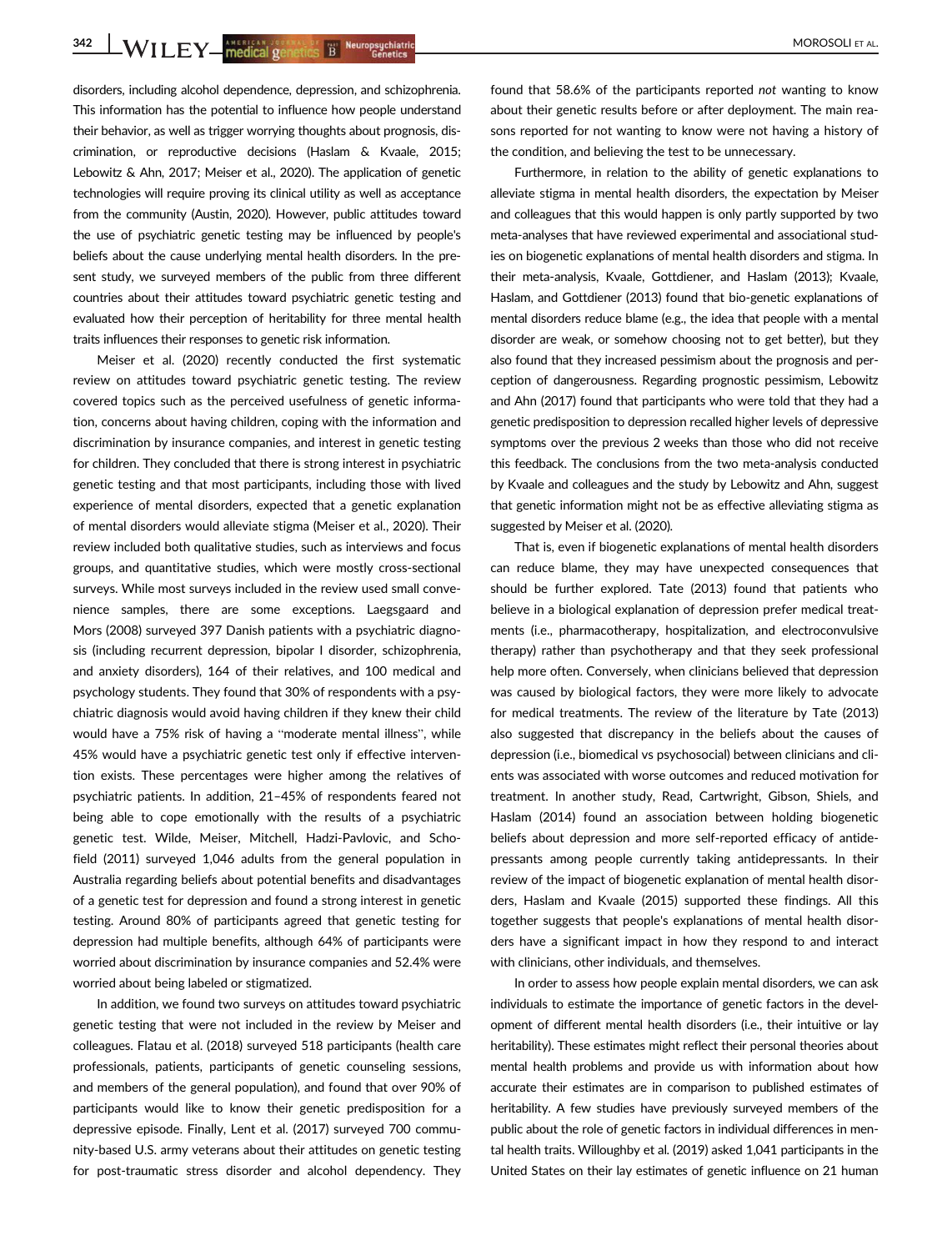disorders, including alcohol dependence, depression, and schizophrenia. This information has the potential to influence how people understand their behavior, as well as trigger worrying thoughts about prognosis, discrimination, or reproductive decisions (Haslam & Kvaale, 2015; Lebowitz & Ahn, 2017; Meiser et al., 2020). The application of genetic technologies will require proving its clinical utility as well as acceptance from the community (Austin, 2020). However, public attitudes toward the use of psychiatric genetic testing may be influenced by people's beliefs about the cause underlying mental health disorders. In the present study, we surveyed members of the public from three different countries about their attitudes toward psychiatric genetic testing and evaluated how their perception of heritability for three mental health traits influences their responses to genetic risk information.

Meiser et al. (2020) recently conducted the first systematic review on attitudes toward psychiatric genetic testing. The review covered topics such as the perceived usefulness of genetic information, concerns about having children, coping with the information and discrimination by insurance companies, and interest in genetic testing for children. They concluded that there is strong interest in psychiatric genetic testing and that most participants, including those with lived experience of mental disorders, expected that a genetic explanation of mental disorders would alleviate stigma (Meiser et al., 2020). Their review included both qualitative studies, such as interviews and focus groups, and quantitative studies, which were mostly cross-sectional surveys. While most surveys included in the review used small convenience samples, there are some exceptions. Laegsgaard and Mors (2008) surveyed 397 Danish patients with a psychiatric diagnosis (including recurrent depression, bipolar I disorder, schizophrenia, and anxiety disorders), 164 of their relatives, and 100 medical and psychology students. They found that 30% of respondents with a psychiatric diagnosis would avoid having children if they knew their child would have a 75% risk of having a "moderate mental illness", while 45% would have a psychiatric genetic test only if effective intervention exists. These percentages were higher among the relatives of psychiatric patients. In addition, 21–45% of respondents feared not being able to cope emotionally with the results of a psychiatric genetic test. Wilde, Meiser, Mitchell, Hadzi-Pavlovic, and Schofield (2011) surveyed 1,046 adults from the general population in Australia regarding beliefs about potential benefits and disadvantages of a genetic test for depression and found a strong interest in genetic testing. Around 80% of participants agreed that genetic testing for depression had multiple benefits, although 64% of participants were worried about discrimination by insurance companies and 52.4% were worried about being labeled or stigmatized.

In addition, we found two surveys on attitudes toward psychiatric genetic testing that were not included in the review by Meiser and colleagues. Flatau et al. (2018) surveyed 518 participants (health care professionals, patients, participants of genetic counseling sessions, and members of the general population), and found that over 90% of participants would like to know their genetic predisposition for a depressive episode. Finally, Lent et al. (2017) surveyed 700 community-based U.S. army veterans about their attitudes on genetic testing for post-traumatic stress disorder and alcohol dependency. They found that 58.6% of the participants reported *not* wanting to know about their genetic results before or after deployment. The main reasons reported for not wanting to know were not having a history of the condition, and believing the test to be unnecessary.

Furthermore, in relation to the ability of genetic explanations to alleviate stigma in mental health disorders, the expectation by Meiser and colleagues that this would happen is only partly supported by two meta-analyses that have reviewed experimental and associational studies on biogenetic explanations of mental health disorders and stigma. In their meta-analysis, Kvaale, Gottdiener, and Haslam (2013); Kvaale, Haslam, and Gottdiener (2013) found that bio-genetic explanations of mental disorders reduce blame (e.g., the idea that people with a mental disorder are weak, or somehow choosing not to get better), but they also found that they increased pessimism about the prognosis and perception of dangerousness. Regarding prognostic pessimism, Lebowitz and Ahn (2017) found that participants who were told that they had a genetic predisposition to depression recalled higher levels of depressive symptoms over the previous 2 weeks than those who did not receive this feedback. The conclusions from the two meta-analysis conducted by Kvaale and colleagues and the study by Lebowitz and Ahn, suggest that genetic information might not be as effective alleviating stigma as suggested by Meiser et al. (2020).

That is, even if biogenetic explanations of mental health disorders can reduce blame, they may have unexpected consequences that should be further explored. Tate (2013) found that patients who believe in a biological explanation of depression prefer medical treatments (i.e., pharmacotherapy, hospitalization, and electroconvulsive therapy) rather than psychotherapy and that they seek professional help more often. Conversely, when clinicians believed that depression was caused by biological factors, they were more likely to advocate for medical treatments. The review of the literature by Tate (2013) also suggested that discrepancy in the beliefs about the causes of depression (i.e., biomedical vs psychosocial) between clinicians and clients was associated with worse outcomes and reduced motivation for treatment. In another study, Read, Cartwright, Gibson, Shiels, and Haslam (2014) found an association between holding biogenetic beliefs about depression and more self-reported efficacy of antidepressants among people currently taking antidepressants. In their review of the impact of biogenetic explanation of mental health disorders, Haslam and Kvaale (2015) supported these findings. All this together suggests that people's explanations of mental health disorders have a significant impact in how they respond to and interact with clinicians, other individuals, and themselves.

In order to assess how people explain mental disorders, we can ask individuals to estimate the importance of genetic factors in the development of different mental health disorders (i.e., their intuitive or lay heritability). These estimates might reflect their personal theories about mental health problems and provide us with information about how accurate their estimates are in comparison to published estimates of heritability. A few studies have previously surveyed members of the public about the role of genetic factors in individual differences in mental health traits. Willoughby et al. (2019) asked 1,041 participants in the United States on their lay estimates of genetic influence on 21 human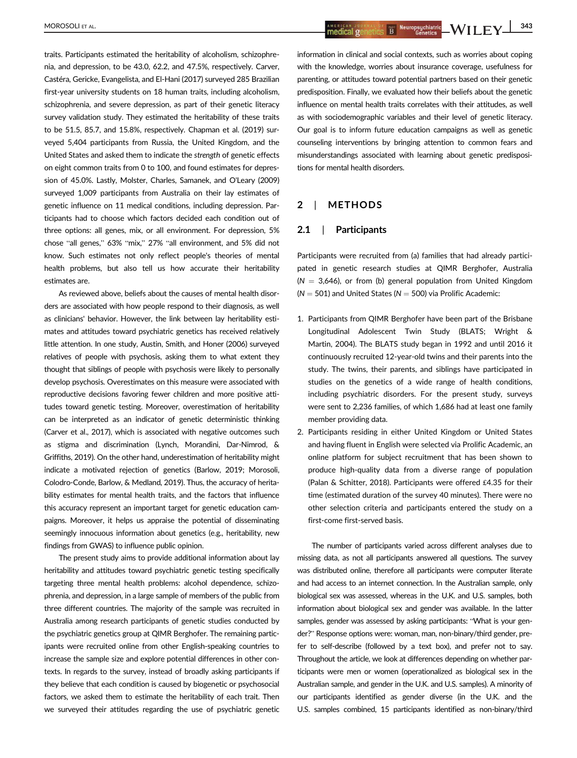traits. Participants estimated the heritability of alcoholism, schizophrenia, and depression, to be 43.0, 62.2, and 47.5%, respectively. Carver, Castéra, Gericke, Evangelista, and El-Hani (2017) surveyed 285 Brazilian first-year university students on 18 human traits, including alcoholism, schizophrenia, and severe depression, as part of their genetic literacy survey validation study. They estimated the heritability of these traits to be 51.5, 85.7, and 15.8%, respectively. Chapman et al. (2019) surveyed 5,404 participants from Russia, the United Kingdom, and the United States and asked them to indicate the *strength* of genetic effects on eight common traits from 0 to 100, and found estimates for depression of 45.0%. Lastly, Molster, Charles, Samanek, and O'Leary (2009) surveyed 1,009 participants from Australia on their lay estimates of genetic influence on 11 medical conditions, including depression. Participants had to choose which factors decided each condition out of three options: all genes, mix, or all environment. For depression, 5% chose "all genes," 63% "mix," 27% "all environment, and 5% did not know. Such estimates not only reflect people's theories of mental health problems, but also tell us how accurate their heritability estimates are.

As reviewed above, beliefs about the causes of mental health disorders are associated with how people respond to their diagnosis, as well as clinicians' behavior. However, the link between lay heritability estimates and attitudes toward psychiatric genetics has received relatively little attention. In one study, Austin, Smith, and Honer (2006) surveyed relatives of people with psychosis, asking them to what extent they thought that siblings of people with psychosis were likely to personally develop psychosis. Overestimates on this measure were associated with reproductive decisions favoring fewer children and more positive attitudes toward genetic testing. Moreover, overestimation of heritability can be interpreted as an indicator of genetic deterministic thinking (Carver et al., 2017), which is associated with negative outcomes such as stigma and discrimination (Lynch, Morandini, Dar-Nimrod, & Griffiths, 2019). On the other hand, underestimation of heritability might indicate a motivated rejection of genetics (Barlow, 2019; Morosoli, Colodro-Conde, Barlow, & Medland, 2019). Thus, the accuracy of heritability estimates for mental health traits, and the factors that influence this accuracy represent an important target for genetic education campaigns. Moreover, it helps us appraise the potential of disseminating seemingly innocuous information about genetics (e.g., heritability, new findings from GWAS) to influence public opinion.

The present study aims to provide additional information about lay heritability and attitudes toward psychiatric genetic testing specifically targeting three mental health problems: alcohol dependence, schizophrenia, and depression, in a large sample of members of the public from three different countries. The majority of the sample was recruited in Australia among research participants of genetic studies conducted by the psychiatric genetics group at QIMR Berghofer. The remaining participants were recruited online from other English-speaking countries to increase the sample size and explore potential differences in other contexts. In regards to the survey, instead of broadly asking participants if they believe that each condition is caused by biogenetic or psychosocial factors, we asked them to estimate the heritability of each trait. Then we surveyed their attitudes regarding the use of psychiatric genetic information in clinical and social contexts, such as worries about coping with the knowledge, worries about insurance coverage, usefulness for parenting, or attitudes toward potential partners based on their genetic predisposition. Finally, we evaluated how their beliefs about the genetic influence on mental health traits correlates with their attitudes, as well as with sociodemographic variables and their level of genetic literacy. Our goal is to inform future education campaigns as well as genetic counseling interventions by bringing attention to common fears and misunderstandings associated with learning about genetic predispositions for mental health disorders.

## 2 | METHODS

### 2.1 | Participants

Participants were recruited from (a) families that had already participated in genetic research studies at QIMR Berghofer, Australia ($N = 3{,}646$), or from (b) general population from United Kingdom ($N = 501$) and United States ($N = 500$) via Prolific Academic:

1. Participants from QIMR Berghofer have been part of the Brisbane Longitudinal Adolescent Twin Study (BLATS; Wright & Martin, 2004). The BLATS study began in 1992 and until 2016 it continuously recruited 12-year-old twins and their parents into the study. The twins, their parents, and siblings have participated in studies on the genetics of a wide range of health conditions, including psychiatric disorders. For the present study, surveys were sent to 2,236 families, of which 1,686 had at least one family member providing data.
2. Participants residing in either United Kingdom or United States and having fluent in English were selected via Prolific Academic, an online platform for subject recruitment that has been shown to produce high-quality data from a diverse range of population (Palan & Schitter, 2018). Participants were offered £4.35 for their time (estimated duration of the survey 40 minutes). There were no other selection criteria and participants entered the study on a first-come first-served basis.

The number of participants varied across different analyses due to missing data, as not all participants answered all questions. The survey was distributed online, therefore all participants were computer literate and had access to an internet connection. In the Australian sample, only biological sex was assessed, whereas in the U.K. and U.S. samples, both information about biological sex and gender was available. In the latter samples, gender was assessed by asking participants: "What is your gender?" Response options were: woman, man, non-binary/third gender, prefer to self-describe (followed by a text box), and prefer not to say. Throughout the article, we look at differences depending on whether participants were men or women (operationalized as biological sex in the Australian sample, and gender in the U.K. and U.S. samples). A minority of our participants identified as gender diverse (in the U.K. and the U.S. samples combined, 15 participants identified as non-binary/third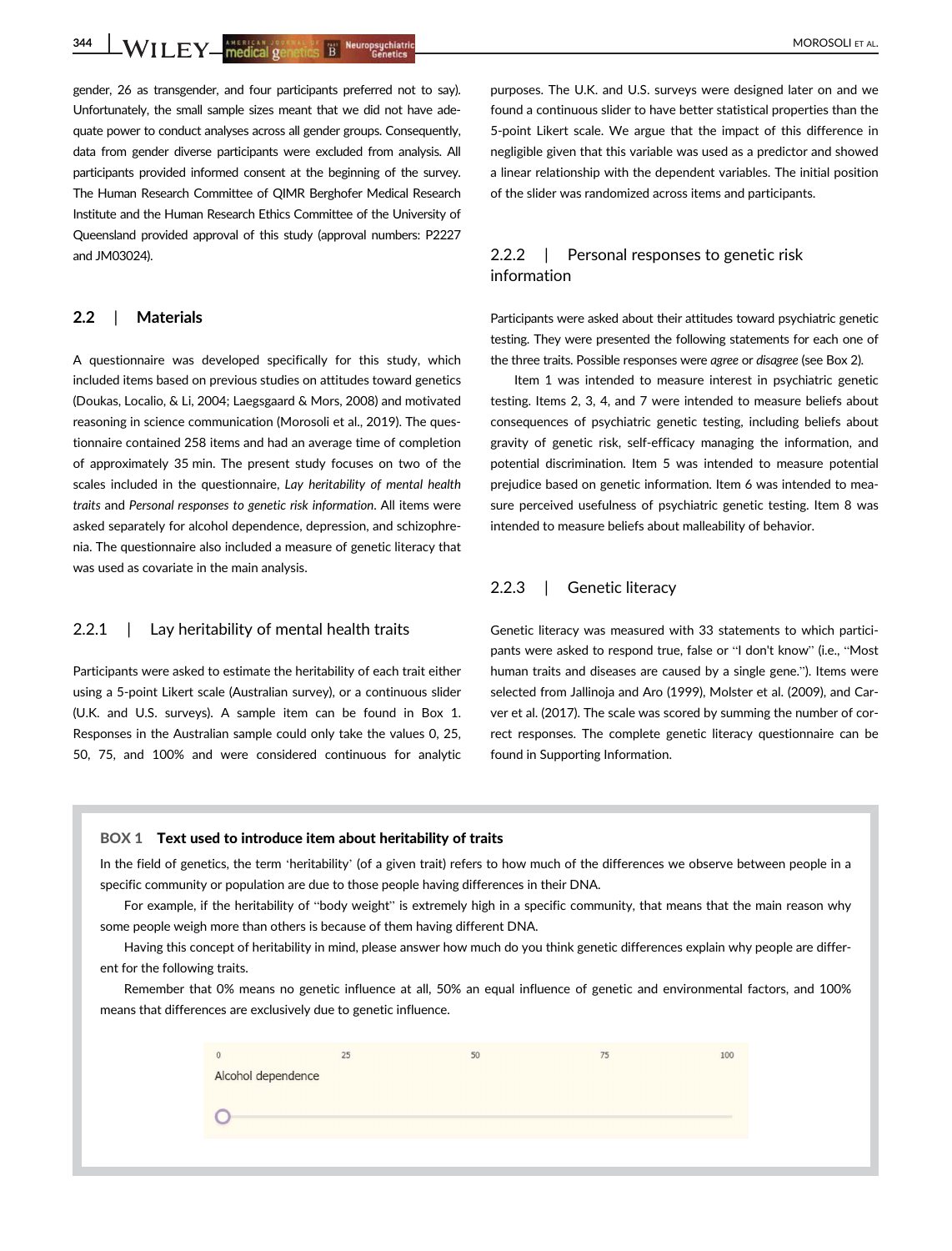gender, 26 as transgender, and four participants preferred not to say). Unfortunately, the small sample sizes meant that we did not have adequate power to conduct analyses across all gender groups. Consequently, data from gender diverse participants were excluded from analysis. All participants provided informed consent at the beginning of the survey. The Human Research Committee of QIMR Berghofer Medical Research Institute and the Human Research Ethics Committee of the University of Queensland provided approval of this study (approval numbers: P2227 and JM03024).

## 2.2 | Materials

A questionnaire was developed specifically for this study, which included items based on previous studies on attitudes toward genetics (Doukas, Localio, & Li, 2004; Laegsgaard & Mors, 2008) and motivated reasoning in science communication (Morosoli et al., 2019). The questionnaire contained 258 items and had an average time of completion of approximately 35 min. The present study focuses on two of the scales included in the questionnaire, *Lay heritability of mental health traits* and *Personal responses to genetic risk information*. All items were asked separately for alcohol dependence, depression, and schizophrenia. The questionnaire also included a measure of genetic literacy that was used as covariate in the main analysis.

### 2.2.1 | Lay heritability of mental health traits

Participants were asked to estimate the heritability of each trait either using a 5-point Likert scale (Australian survey), or a continuous slider (U.K. and U.S. surveys). A sample item can be found in Box 1. Responses in the Australian sample could only take the values 0, 25, 50, 75, and 100% and were considered continuous for analytic purposes. The U.K. and U.S. surveys were designed later on and we found a continuous slider to have better statistical properties than the 5-point Likert scale. We argue that the impact of this difference in negligible given that this variable was used as a predictor and showed a linear relationship with the dependent variables. The initial position of the slider was randomized across items and participants.

### 2.2.2 | Personal responses to genetic risk information

Participants were asked about their attitudes toward psychiatric genetic testing. They were presented the following statements for each one of the three traits. Possible responses were *agree* or *disagree* (see Box 2).

Item 1 was intended to measure interest in psychiatric genetic testing. Items 2, 3, 4, and 7 were intended to measure beliefs about consequences of psychiatric genetic testing, including beliefs about gravity of genetic risk, self-efficacy managing the information, and potential discrimination. Item 5 was intended to measure potential prejudice based on genetic information. Item 6 was intended to measure perceived usefulness of psychiatric genetic testing. Item 8 was intended to measure beliefs about malleability of behavior.

### 2.2.3 | Genetic literacy

Genetic literacy was measured with 33 statements to which participants were asked to respond true, false or "I don't know" (i.e., "Most human traits and diseases are caused by a single gene."). Items were selected from Jallinoja and Aro (1999), Molster et al. (2009), and Carver et al. (2017). The scale was scored by summing the number of correct responses. The complete genetic literacy questionnaire can be found in Supporting Information.

**BOX 1 Text used to introduce item about heritability of traits**

In the field of genetics, the term 'heritability' (of a given trait) refers to how much of the differences we observe between people in a specific community or population are due to those people having differences in their DNA.

For example, if the heritability of "body weight" is extremely high in a specific community, that means that the main reason why some people weigh more than others is because of them having different DNA.

Having this concept of heritability in mind, please answer how much do you think genetic differences explain why people are different for the following traits.

Remember that 0% means no genetic influence at all, 50% an equal influence of genetic and environmental factors, and 100% means that differences are exclusively due to genetic influence.

0 25 50 75 100

Alcohol dependence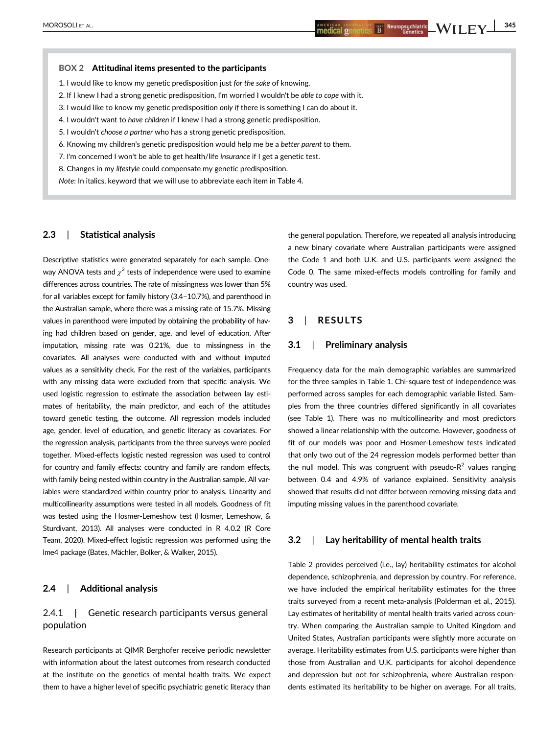**BOX 2 Attitudinal items presented to the participants**

1. I would like to know my genetic predisposition just *for the sake* of knowing.
2. If I knew I had a strong genetic predisposition, I'm worried I wouldn't be *able to cope* with it.
3. I would like to know my genetic predisposition *only if* there is something I can do about it.
4. I wouldn't want to *have children* if I knew I had a strong genetic predisposition.
5. I wouldn't *choose a partner* who has a strong genetic predisposition.
6. Knowing my children's genetic predisposition would help me be a *better parent* to them.
7. I'm concerned I won't be able to get health/life *insurance* if I get a genetic test.
8. Changes in my *lifestyle* could compensate my genetic predisposition.

*Note*: In italics, keyword that we will use to abbreviate each item in Table 4.

## 2.3 | Statistical analysis

Descriptive statistics were generated separately for each sample. One-way ANOVA tests and $\chi^2$ tests of independence were used to examine differences across countries. The rate of missingness was lower than 5% for all variables except for family history (3.4–10.7%), and parenthood in the Australian sample, where there was a missing rate of 15.7%. Missing values in parenthood were imputed by obtaining the probability of having had children based on gender, age, and level of education. After imputation, missing rate was 0.21%, due to missingness in the covariates. All analyses were conducted with and without imputed values as a sensitivity check. For the rest of the variables, participants with any missing data were excluded from that specific analysis. We used logistic regression to estimate the association between lay estimates of heritability, the main predictor, and each of the attitudes toward genetic testing, the outcome. All regression models included age, gender, level of education, and genetic literacy as covariates. For the regression analysis, participants from the three surveys were pooled together. Mixed-effects logistic nested regression was used to control for country and family effects: country and family are random effects, with family being nested within country in the Australian sample. All variables were standardized within country prior to analysis. Linearity and multicollinearity assumptions were tested in all models. Goodness of fit was tested using the Hosmer-Lemeshow test (Hosmer, Lemeshow, & Sturdivant, 2013). All analyses were conducted in R 4.0.2 (R Core Team, 2020). Mixed-effect logistic regression was performed using the lme4 package (Bates, Mächler, Bolker, & Walker, 2015).

## 2.4 | Additional analysis

### 2.4.1 | Genetic research participants versus general population

Research participants at QIMR Berghofer receive periodic newsletter with information about the latest outcomes from research conducted at the institute on the genetics of mental health traits. We expect them to have a higher level of specific psychiatric genetic literacy than the general population. Therefore, we repeated all analysis introducing a new binary covariate where Australian participants were assigned the Code 1 and both U.K. and U.S. participants were assigned the Code 0. The same mixed-effects models controlling for family and country was used.

# 3 | RESULTS

## 3.1 | Preliminary analysis

Frequency data for the main demographic variables are summarized for the three samples in Table 1. Chi-square test of independence was performed across samples for each demographic variable listed. Samples from the three countries differed significantly in all covariates (see Table 1). There was no multicollinearity and most predictors showed a linear relationship with the outcome. However, goodness of fit of our models was poor and Hosmer-Lemeshow tests indicated that only two out of the 24 regression models performed better than the null model. This was congruent with pseudo-$R^2$ values ranging between 0.4 and 4.9% of variance explained. Sensitivity analysis showed that results did not differ between removing missing data and imputing missing values in the parenthood covariate.

## 3.2 | Lay heritability of mental health traits

Table 2 provides perceived (i.e., lay) heritability estimates for alcohol dependence, schizophrenia, and depression by country. For reference, we have included the empirical heritability estimates for the three traits surveyed from a recent meta-analysis (Polderman et al., 2015). Lay estimates of heritability of mental health traits varied across country. When comparing the Australian sample to United Kingdom and United States, Australian participants were slightly more accurate on average. Heritability estimates from U.S. participants were higher than those from Australian and U.K. participants for alcohol dependence and depression but not for schizophrenia, where Australian respondents estimated its heritability to be higher on average. For all traits,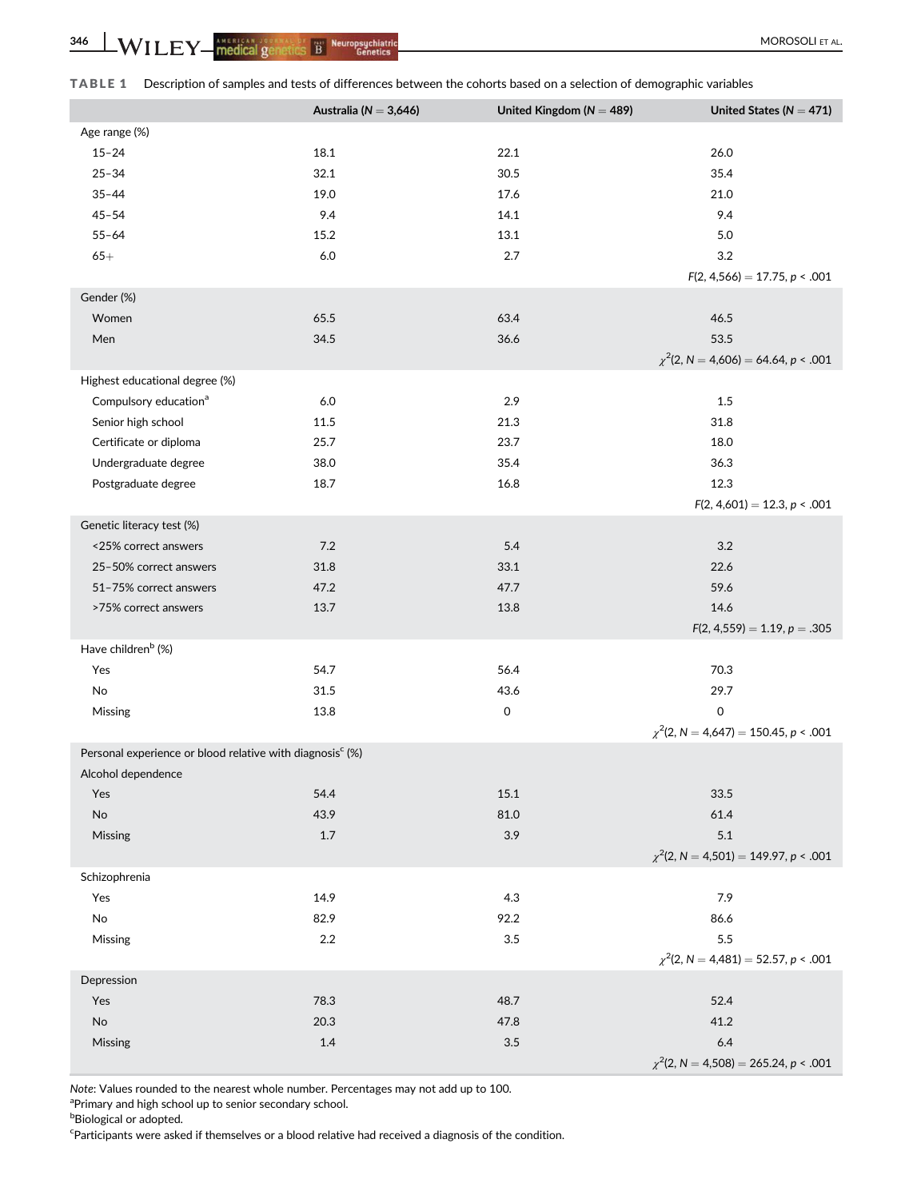**TABLE 1** Description of samples and tests of differences between the cohorts based on a selection of demographic variables

| | Australia ($N$ = 3,646) | United Kingdom ($N$ = 489) | United States ($N$ = 471) |
|---|---|---|---|
| Age range (%) | | | |
| 15–24 | 18.1 | 22.1 | 26.0 |
| 25–34 | 32.1 | 30.5 | 35.4 |
| 35–44 | 19.0 | 17.6 | 21.0 |
| 45–54 | 9.4 | 14.1 | 9.4 |
| 55–64 | 15.2 | 13.1 | 5.0 |
| 65+ | 6.0 | 2.7 | 3.2 |
| | | | $F$(2, 4,566) = 17.75, $p$ < .001 |
| Gender (%) | | | |
| Women | 65.5 | 63.4 | 46.5 |
| Men | 34.5 | 36.6 | 53.5 |
| | | | $\chi^2$(2, $N$ = 4,606) = 64.64, $p$ < .001 |
| Highest educational degree (%) | | | |
| Compulsory education[a] | 6.0 | 2.9 | 1.5 |
| Senior high school | 11.5 | 21.3 | 31.8 |
| Certificate or diploma | 25.7 | 23.7 | 18.0 |
| Undergraduate degree | 38.0 | 35.4 | 36.3 |
| Postgraduate degree | 18.7 | 16.8 | 12.3 |
| | | | $F$(2, 4,601) = 12.3, $p$ < .001 |
| Genetic literacy test (%) | | | |
| <25% correct answers | 7.2 | 5.4 | 3.2 |
| 25–50% correct answers | 31.8 | 33.1 | 22.6 |
| 51–75% correct answers | 47.2 | 47.7 | 59.6 |
| >75% correct answers | 13.7 | 13.8 | 14.6 |
| | | | $F$(2, 4,559) = 1.19, $p$ = .305 |
| Have children[b] (%) | | | |
| Yes | 54.7 | 56.4 | 70.3 |
| No | 31.5 | 43.6 | 29.7 |
| Missing | 13.8 | 0 | 0 |
| | | | $\chi^2$(2, $N$ = 4,647) = 150.45, $p$ < .001 |
| Personal experience or blood relative with diagnosis[c] (%) | | | |
| Alcohol dependence | | | |
| Yes | 54.4 | 15.1 | 33.5 |
| No | 43.9 | 81.0 | 61.4 |
| Missing | 1.7 | 3.9 | 5.1 |
| | | | $\chi^2$(2, $N$ = 4,501) = 149.97, $p$ < .001 |
| Schizophrenia | | | |
| Yes | 14.9 | 4.3 | 7.9 |
| No | 82.9 | 92.2 | 86.6 |
| Missing | 2.2 | 3.5 | 5.5 |
| | | | $\chi^2$(2, $N$ = 4,481) = 52.57, $p$ < .001 |
| Depression | | | |
| Yes | 78.3 | 48.7 | 52.4 |
| No | 20.3 | 47.8 | 41.2 |
| Missing | 1.4 | 3.5 | 6.4 |
| | | | $\chi^2$(2, $N$ = 4,508) = 265.24, $p$ < .001 |

*Note*: Values rounded to the nearest whole number. Percentages may not add up to 100.

[a]Primary and high school up to senior secondary school.

[b]Biological or adopted.

[c]Participants were asked if themselves or a blood relative had received a diagnosis of the condition.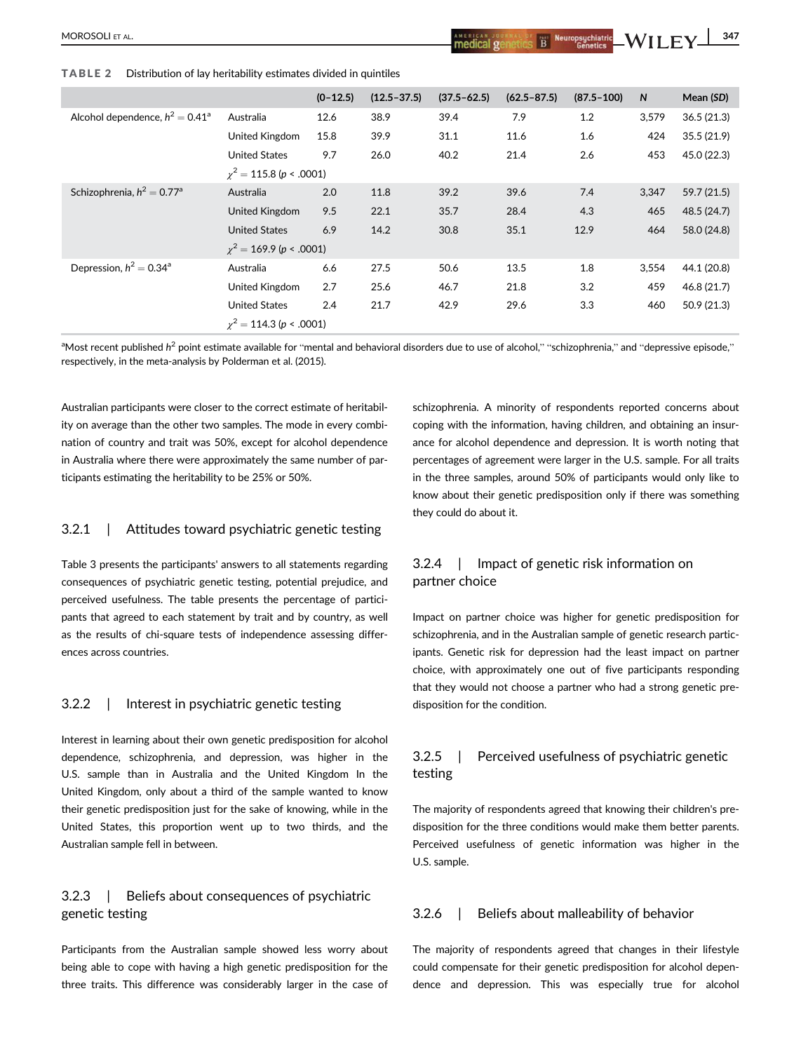**TABLE 2** Distribution of lay heritability estimates divided in quintiles

| | | (0–12.5) | (12.5–37.5) | (37.5–62.5) | (62.5–87.5) | (87.5–100) | *N* | Mean (*SD*) |
|---|---|---|---|---|---|---|---|---|
| Alcohol dependence, $h^2 = 0.41$[a] | Australia | 12.6 | 38.9 | 39.4 | 7.9 | 1.2 | 3,579 | 36.5 (21.3) |
| | United Kingdom | 15.8 | 39.9 | 31.1 | 11.6 | 1.6 | 424 | 35.5 (21.9) |
| | United States | 9.7 | 26.0 | 40.2 | 21.4 | 2.6 | 453 | 45.0 (22.3) |
| | $\chi^2 = 115.8$ ($p < .0001$) | | | | | | | |
| Schizophrenia, $h^2 = 0.77$[a] | Australia | 2.0 | 11.8 | 39.2 | 39.6 | 7.4 | 3,347 | 59.7 (21.5) |
| | United Kingdom | 9.5 | 22.1 | 35.7 | 28.4 | 4.3 | 465 | 48.5 (24.7) |
| | United States | 6.9 | 14.2 | 30.8 | 35.1 | 12.9 | 464 | 58.0 (24.8) |
| | $\chi^2 = 169.9$ ($p < .0001$) | | | | | | | |
| Depression, $h^2 = 0.34$[a] | Australia | 6.6 | 27.5 | 50.6 | 13.5 | 1.8 | 3,554 | 44.1 (20.8) |
| | United Kingdom | 2.7 | 25.6 | 46.7 | 21.8 | 3.2 | 459 | 46.8 (21.7) |
| | United States | 2.4 | 21.7 | 42.9 | 29.6 | 3.3 | 460 | 50.9 (21.3) |
| | $\chi^2 = 114.3$ ($p < .0001$) | | | | | | | |

[a]Most recent published $h^2$ point estimate available for "mental and behavioral disorders due to use of alcohol," "schizophrenia," and "depressive episode," respectively, in the meta-analysis by Polderman et al. (2015).

Australian participants were closer to the correct estimate of heritability on average than the other two samples. The mode in every combination of country and trait was 50%, except for alcohol dependence in Australia where there were approximately the same number of participants estimating the heritability to be 25% or 50%.

### 3.2.1 | Attitudes toward psychiatric genetic testing

Table 3 presents the participants' answers to all statements regarding consequences of psychiatric genetic testing, potential prejudice, and perceived usefulness. The table presents the percentage of participants that agreed to each statement by trait and by country, as well as the results of chi-square tests of independence assessing differences across countries.

### 3.2.2 | Interest in psychiatric genetic testing

Interest in learning about their own genetic predisposition for alcohol dependence, schizophrenia, and depression, was higher in the U.S. sample than in Australia and the United Kingdom In the United Kingdom, only about a third of the sample wanted to know their genetic predisposition just for the sake of knowing, while in the United States, this proportion went up to two thirds, and the Australian sample fell in between.

### 3.2.3 | Beliefs about consequences of psychiatric genetic testing

Participants from the Australian sample showed less worry about being able to cope with having a high genetic predisposition for the three traits. This difference was considerably larger in the case of schizophrenia. A minority of respondents reported concerns about coping with the information, having children, and obtaining an insurance for alcohol dependence and depression. It is worth noting that percentages of agreement were larger in the U.S. sample. For all traits in the three samples, around 50% of participants would only like to know about their genetic predisposition only if there was something they could do about it.

### 3.2.4 | Impact of genetic risk information on partner choice

Impact on partner choice was higher for genetic predisposition for schizophrenia, and in the Australian sample of genetic research participants. Genetic risk for depression had the least impact on partner choice, with approximately one out of five participants responding that they would not choose a partner who had a strong genetic predisposition for the condition.

### 3.2.5 | Perceived usefulness of psychiatric genetic testing

The majority of respondents agreed that knowing their children's predisposition for the three conditions would make them better parents. Perceived usefulness of genetic information was higher in the U.S. sample.

### 3.2.6 | Beliefs about malleability of behavior

The majority of respondents agreed that changes in their lifestyle could compensate for their genetic predisposition for alcohol dependence and depression. This was especially true for alcohol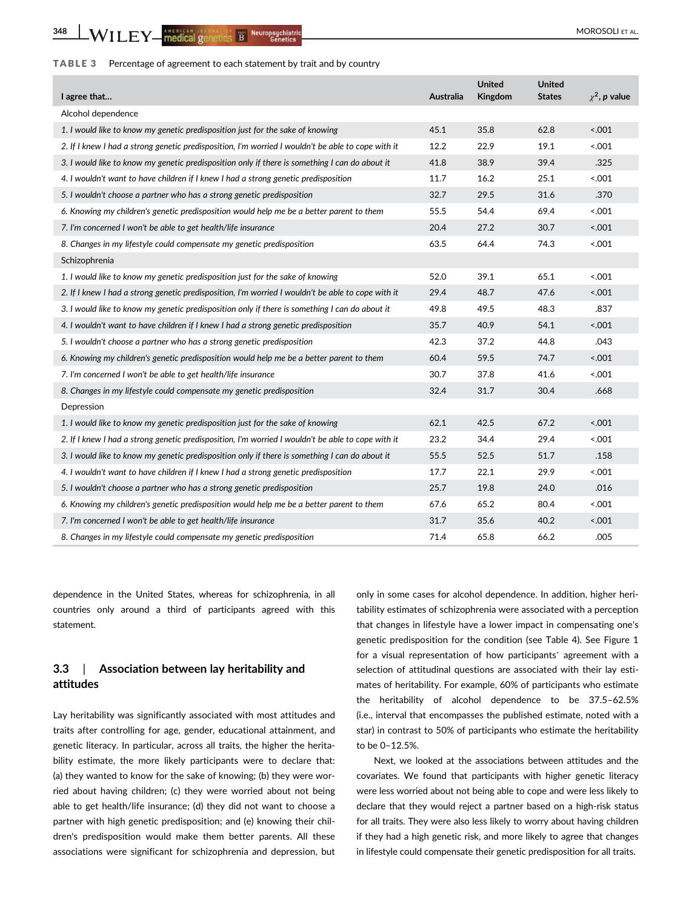**TABLE 3** Percentage of agreement to each statement by trait and by country

| I agree that… | Australia | United Kingdom | United States | $\chi^2$, *p* value |
|---|---|---|---|---|
| Alcohol dependence | | | | |
| *1. I would like to know my genetic predisposition just for the sake of knowing* | 45.1 | 35.8 | 62.8 | <.001 |
| *2. If I knew I had a strong genetic predisposition, I'm worried I wouldn't be able to cope with it* | 12.2 | 22.9 | 19.1 | <.001 |
| *3. I would like to know my genetic predisposition only if there is something I can do about it* | 41.8 | 38.9 | 39.4 | .325 |
| *4. I wouldn't want to have children if I knew I had a strong genetic predisposition* | 11.7 | 16.2 | 25.1 | <.001 |
| *5. I wouldn't choose a partner who has a strong genetic predisposition* | 32.7 | 29.5 | 31.6 | .370 |
| *6. Knowing my children's genetic predisposition would help me be a better parent to them* | 55.5 | 54.4 | 69.4 | <.001 |
| *7. I'm concerned I won't be able to get health/life insurance* | 20.4 | 27.2 | 30.7 | <.001 |
| *8. Changes in my lifestyle could compensate my genetic predisposition* | 63.5 | 64.4 | 74.3 | <.001 |
| Schizophrenia | | | | |
| *1. I would like to know my genetic predisposition just for the sake of knowing* | 52.0 | 39.1 | 65.1 | <.001 |
| *2. If I knew I had a strong genetic predisposition, I'm worried I wouldn't be able to cope with it* | 29.4 | 48.7 | 47.6 | <.001 |
| *3. I would like to know my genetic predisposition only if there is something I can do about it* | 49.8 | 49.5 | 48.3 | .837 |
| *4. I wouldn't want to have children if I knew I had a strong genetic predisposition* | 35.7 | 40.9 | 54.1 | <.001 |
| *5. I wouldn't choose a partner who has a strong genetic predisposition* | 42.3 | 37.2 | 44.8 | .043 |
| *6. Knowing my children's genetic predisposition would help me be a better parent to them* | 60.4 | 59.5 | 74.7 | <.001 |
| *7. I'm concerned I won't be able to get health/life insurance* | 30.7 | 37.8 | 41.6 | <.001 |
| *8. Changes in my lifestyle could compensate my genetic predisposition* | 32.4 | 31.7 | 30.4 | .668 |
| Depression | | | | |
| *1. I would like to know my genetic predisposition just for the sake of knowing* | 62.1 | 42.5 | 67.2 | <.001 |
| *2. If I knew I had a strong genetic predisposition, I'm worried I wouldn't be able to cope with it* | 23.2 | 34.4 | 29.4 | <.001 |
| *3. I would like to know my genetic predisposition only if there is something I can do about it* | 55.5 | 52.5 | 51.7 | .158 |
| *4. I wouldn't want to have children if I knew I had a strong genetic predisposition* | 17.7 | 22.1 | 29.9 | <.001 |
| *5. I wouldn't choose a partner who has a strong genetic predisposition* | 25.7 | 19.8 | 24.0 | .016 |
| *6. Knowing my children's genetic predisposition would help me be a better parent to them* | 67.6 | 65.2 | 80.4 | <.001 |
| *7. I'm concerned I won't be able to get health/life insurance* | 31.7 | 35.6 | 40.2 | <.001 |
| *8. Changes in my lifestyle could compensate my genetic predisposition* | 71.4 | 65.8 | 66.2 | .005 |

dependence in the United States, whereas for schizophrenia, in all countries only around a third of participants agreed with this statement.

## 3.3 | Association between lay heritability and attitudes

Lay heritability was significantly associated with most attitudes and traits after controlling for age, gender, educational attainment, and genetic literacy. In particular, across all traits, the higher the heritability estimate, the more likely participants were to declare that: (a) they wanted to know for the sake of knowing; (b) they were worried about having children; (c) they were worried about not being able to get health/life insurance; (d) they did not want to choose a partner with high genetic predisposition; and (e) knowing their children's predisposition would make them better parents. All these associations were significant for schizophrenia and depression, but only in some cases for alcohol dependence. In addition, higher heritability estimates of schizophrenia were associated with a perception that changes in lifestyle have a lower impact in compensating one's genetic predisposition for the condition (see Table 4). See Figure 1 for a visual representation of how participants' agreement with a selection of attitudinal questions are associated with their lay estimates of heritability. For example, 60% of participants who estimate the heritability of alcohol dependence to be 37.5–62.5% (i.e., interval that encompasses the published estimate, noted with a star) in contrast to 50% of participants who estimate the heritability to be 0–12.5%.

Next, we looked at the associations between attitudes and the covariates. We found that participants with higher genetic literacy were less worried about not being able to cope and were less likely to declare that they would reject a partner based on a high-risk status for all traits. They were also less likely to worry about having children if they had a high genetic risk, and more likely to agree that changes in lifestyle could compensate their genetic predisposition for all traits.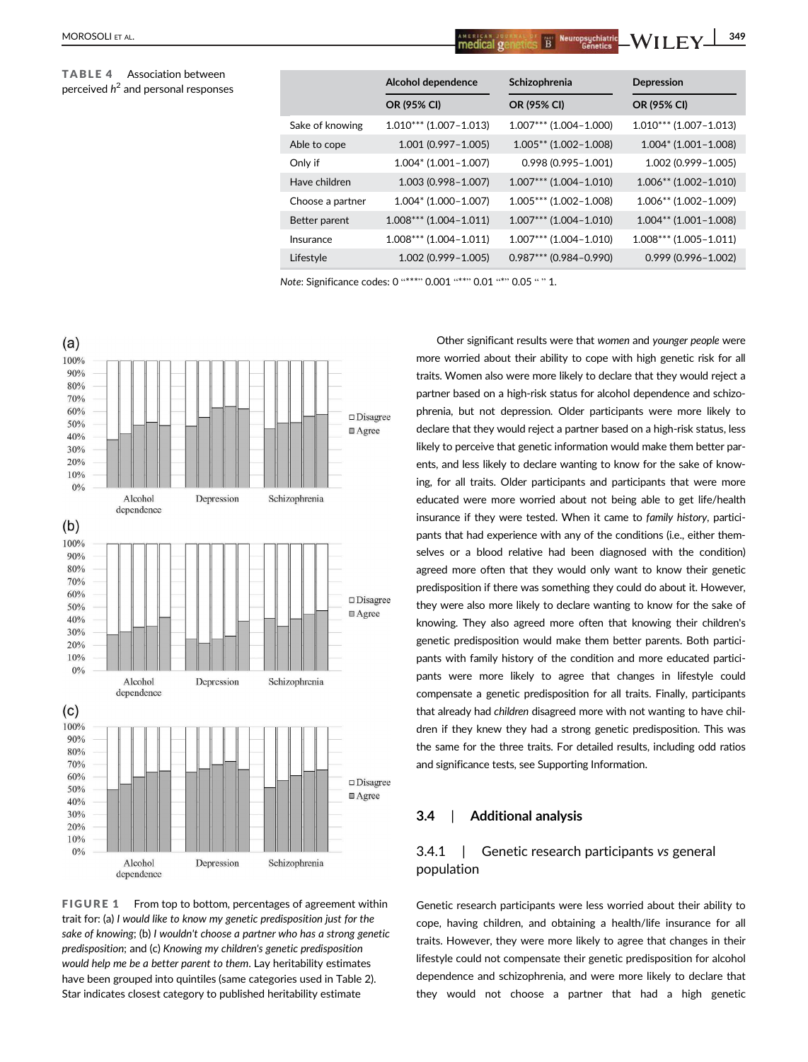**TABLE 4** Association between perceived $h^2$ and personal responses

| | Alcohol dependence | Schizophrenia | Depression |
|---|---|---|---|
| | OR (95% CI) | OR (95% CI) | OR (95% CI) |
| Sake of knowing | 1.010*** (1.007–1.013) | 1.007*** (1.004–1.000) | 1.010*** (1.007–1.013) |
| Able to cope | 1.001 (0.997–1.005) | 1.005** (1.002–1.008) | 1.004* (1.001–1.008) |
| Only if | 1.004* (1.001–1.007) | 0.998 (0.995–1.001) | 1.002 (0.999–1.005) |
| Have children | 1.003 (0.998–1.007) | 1.007*** (1.004–1.010) | 1.006** (1.002–1.010) |
| Choose a partner | 1.004* (1.000–1.007) | 1.005*** (1.002–1.008) | 1.006** (1.002–1.009) |
| Better parent | 1.008*** (1.004–1.011) | 1.007*** (1.004–1.010) | 1.004** (1.001–1.008) |
| Insurance | 1.008*** (1.004–1.011) | 1.007*** (1.004–1.010) | 1.008*** (1.005–1.011) |
| Lifestyle | 1.002 (0.999–1.005) | 0.987*** (0.984–0.990) | 0.999 (0.996–1.002) |

*Note*: Significance codes: 0 "***" 0.001 "**" 0.01 "*" 0.05 " " 1.

**FIGURE 1** From top to bottom, percentages of agreement within trait for: (a) *I would like to know my genetic predisposition just for the sake of knowing*; (b) *I wouldn't choose a partner who has a strong genetic predisposition*; and (c) *Knowing my children's genetic predisposition would help me be a better parent to them*. Lay heritability estimates have been grouped into quintiles (same categories used in Table 2). Star indicates closest category to published heritability estimate

Other significant results were that *women* and *younger people* were more worried about their ability to cope with high genetic risk for all traits. Women also were more likely to declare that they would reject a partner based on a high-risk status for alcohol dependence and schizophrenia, but not depression. Older participants were more likely to declare that they would reject a partner based on a high-risk status, less likely to perceive that genetic information would make them better parents, and less likely to declare wanting to know for the sake of knowing, for all traits. Older participants and participants that were more educated were more worried about not being able to get life/health insurance if they were tested. When it came to *family history*, participants that had experience with any of the conditions (i.e., either themselves or a blood relative had been diagnosed with the condition) agreed more often that they would only want to know their genetic predisposition if there was something they could do about it. However, they were also more likely to declare wanting to know for the sake of knowing. They also agreed more often that knowing their children's genetic predisposition would make them better parents. Both participants with family history of the condition and more educated participants were more likely to agree that changes in lifestyle could compensate a genetic predisposition for all traits. Finally, participants that already had *children* disagreed more with not wanting to have children if they knew they had a strong genetic predisposition. This was the same for the three traits. For detailed results, including odd ratios and significance tests, see Supporting Information.

## 3.4 | Additional analysis

### 3.4.1 | Genetic research participants *vs* general population

Genetic research participants were less worried about their ability to cope, having children, and obtaining a health/life insurance for all traits. However, they were more likely to agree that changes in their lifestyle could not compensate their genetic predisposition for alcohol dependence and schizophrenia, and were more likely to declare that they would not choose a partner that had a high genetic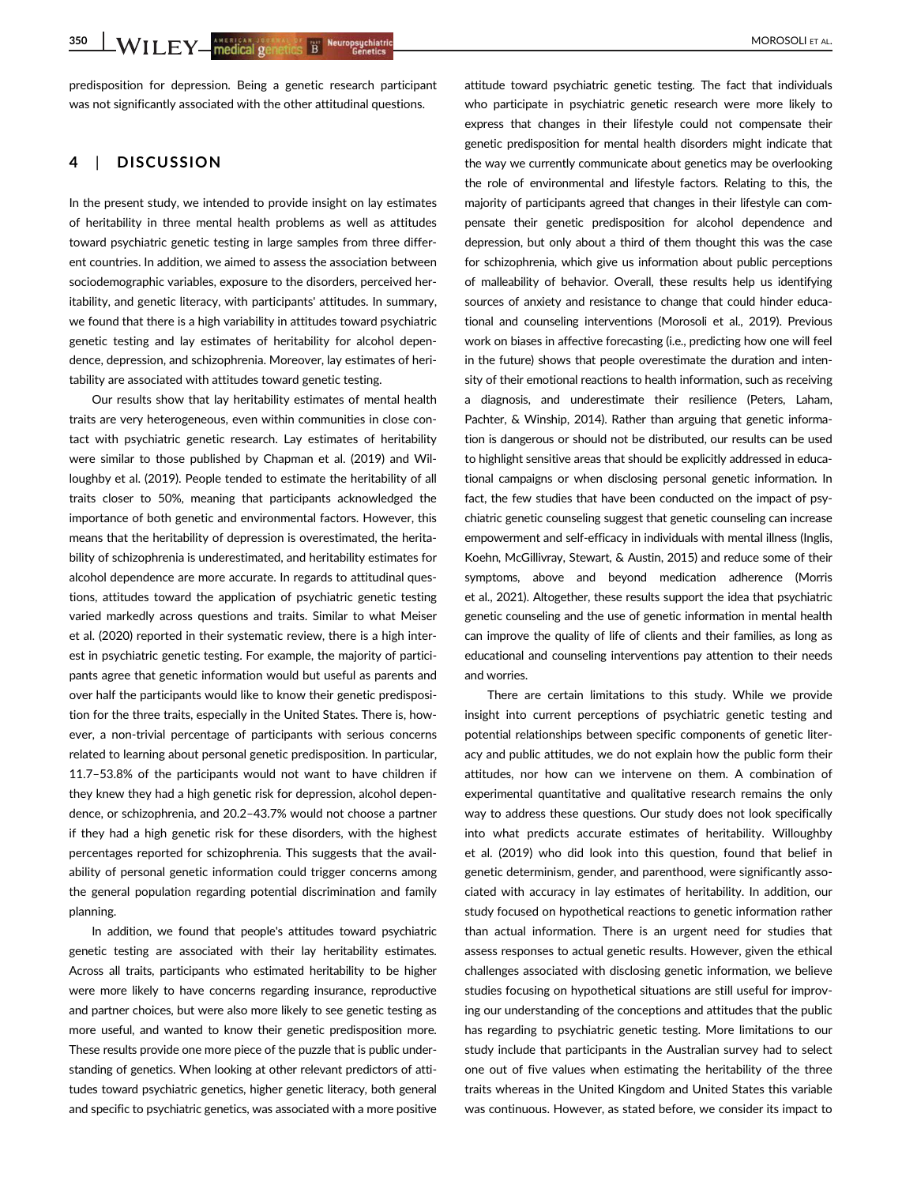predisposition for depression. Being a genetic research participant was not significantly associated with the other attitudinal questions.

## 4 | DISCUSSION

In the present study, we intended to provide insight on lay estimates of heritability in three mental health problems as well as attitudes toward psychiatric genetic testing in large samples from three different countries. In addition, we aimed to assess the association between sociodemographic variables, exposure to the disorders, perceived heritability, and genetic literacy, with participants' attitudes. In summary, we found that there is a high variability in attitudes toward psychiatric genetic testing and lay estimates of heritability for alcohol dependence, depression, and schizophrenia. Moreover, lay estimates of heritability are associated with attitudes toward genetic testing.

Our results show that lay heritability estimates of mental health traits are very heterogeneous, even within communities in close contact with psychiatric genetic research. Lay estimates of heritability were similar to those published by Chapman et al. (2019) and Willoughby et al. (2019). People tended to estimate the heritability of all traits closer to 50%, meaning that participants acknowledged the importance of both genetic and environmental factors. However, this means that the heritability of depression is overestimated, the heritability of schizophrenia is underestimated, and heritability estimates for alcohol dependence are more accurate. In regards to attitudinal questions, attitudes toward the application of psychiatric genetic testing varied markedly across questions and traits. Similar to what Meiser et al. (2020) reported in their systematic review, there is a high interest in psychiatric genetic testing. For example, the majority of participants agree that genetic information would but useful as parents and over half the participants would like to know their genetic predisposition for the three traits, especially in the United States. There is, however, a non-trivial percentage of participants with serious concerns related to learning about personal genetic predisposition. In particular, 11.7–53.8% of the participants would not want to have children if they knew they had a high genetic risk for depression, alcohol dependence, or schizophrenia, and 20.2–43.7% would not choose a partner if they had a high genetic risk for these disorders, with the highest percentages reported for schizophrenia. This suggests that the availability of personal genetic information could trigger concerns among the general population regarding potential discrimination and family planning.

In addition, we found that people's attitudes toward psychiatric genetic testing are associated with their lay heritability estimates. Across all traits, participants who estimated heritability to be higher were more likely to have concerns regarding insurance, reproductive and partner choices, but were also more likely to see genetic testing as more useful, and wanted to know their genetic predisposition more. These results provide one more piece of the puzzle that is public understanding of genetics. When looking at other relevant predictors of attitudes toward psychiatric genetics, higher genetic literacy, both general and specific to psychiatric genetics, was associated with a more positive attitude toward psychiatric genetic testing. The fact that individuals who participate in psychiatric genetic research were more likely to express that changes in their lifestyle could not compensate their genetic predisposition for mental health disorders might indicate that the way we currently communicate about genetics may be overlooking the role of environmental and lifestyle factors. Relating to this, the majority of participants agreed that changes in their lifestyle can compensate their genetic predisposition for alcohol dependence and depression, but only about a third of them thought this was the case for schizophrenia, which give us information about public perceptions of malleability of behavior. Overall, these results help us identifying sources of anxiety and resistance to change that could hinder educational and counseling interventions (Morosoli et al., 2019). Previous work on biases in affective forecasting (i.e., predicting how one will feel in the future) shows that people overestimate the duration and intensity of their emotional reactions to health information, such as receiving a diagnosis, and underestimate their resilience (Peters, Laham, Pachter, & Winship, 2014). Rather than arguing that genetic information is dangerous or should not be distributed, our results can be used to highlight sensitive areas that should be explicitly addressed in educational campaigns or when disclosing personal genetic information. In fact, the few studies that have been conducted on the impact of psychiatric genetic counseling suggest that genetic counseling can increase empowerment and self-efficacy in individuals with mental illness (Inglis, Koehn, McGillivray, Stewart, & Austin, 2015) and reduce some of their symptoms, above and beyond medication adherence (Morris et al., 2021). Altogether, these results support the idea that psychiatric genetic counseling and the use of genetic information in mental health can improve the quality of life of clients and their families, as long as educational and counseling interventions pay attention to their needs and worries.

There are certain limitations to this study. While we provide insight into current perceptions of psychiatric genetic testing and potential relationships between specific components of genetic literacy and public attitudes, we do not explain how the public form their attitudes, nor how can we intervene on them. A combination of experimental quantitative and qualitative research remains the only way to address these questions. Our study does not look specifically into what predicts accurate estimates of heritability. Willoughby et al. (2019) who did look into this question, found that belief in genetic determinism, gender, and parenthood, were significantly associated with accuracy in lay estimates of heritability. In addition, our study focused on hypothetical reactions to genetic information rather than actual information. There is an urgent need for studies that assess responses to actual genetic results. However, given the ethical challenges associated with disclosing genetic information, we believe studies focusing on hypothetical situations are still useful for improving our understanding of the conceptions and attitudes that the public has regarding to psychiatric genetic testing. More limitations to our study include that participants in the Australian survey had to select one out of five values when estimating the heritability of the three traits whereas in the United Kingdom and United States this variable was continuous. However, as stated before, we consider its impact to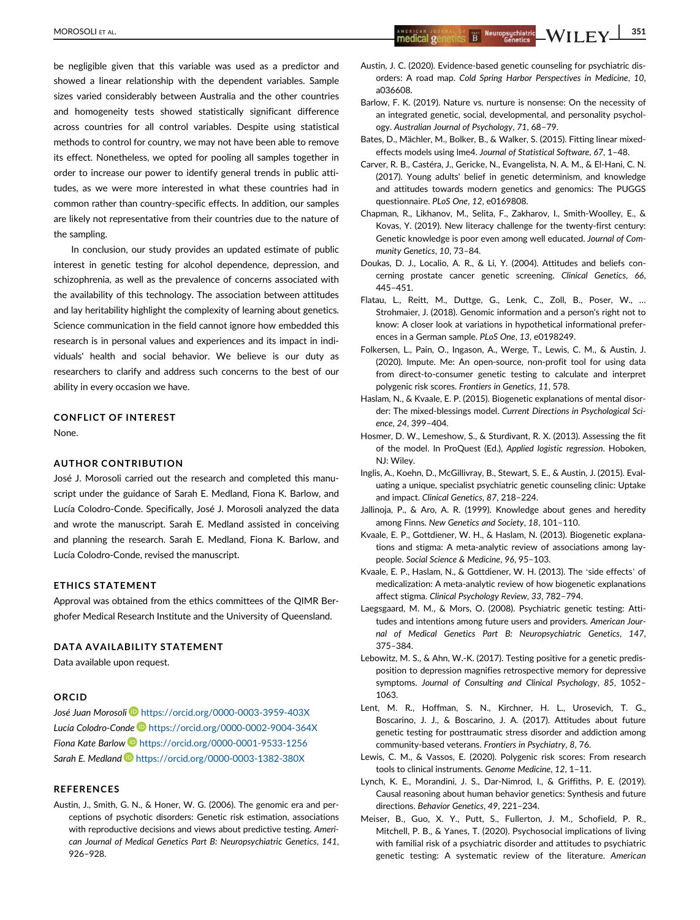be negligible given that this variable was used as a predictor and showed a linear relationship with the dependent variables. Sample sizes varied considerably between Australia and the other countries and homogeneity tests showed statistically significant difference across countries for all control variables. Despite using statistical methods to control for country, we may not have been able to remove its effect. Nonetheless, we opted for pooling all samples together in order to increase our power to identify general trends in public attitudes, as we were more interested in what these countries had in common rather than country-specific effects. In addition, our samples are likely not representative from their countries due to the nature of the sampling.

In conclusion, our study provides an updated estimate of public interest in genetic testing for alcohol dependence, depression, and schizophrenia, as well as the prevalence of concerns associated with the availability of this technology. The association between attitudes and lay heritability highlight the complexity of learning about genetics. Science communication in the field cannot ignore how embedded this research is in personal values and experiences and its impact in individuals' health and social behavior. We believe is our duty as researchers to clarify and address such concerns to the best of our ability in every occasion we have.

## CONFLICT OF INTEREST

None.

## AUTHOR CONTRIBUTION

José J. Morosoli carried out the research and completed this manuscript under the guidance of Sarah E. Medland, Fiona K. Barlow, and Lucía Colodro-Conde. Specifically, José J. Morosoli analyzed the data and wrote the manuscript. Sarah E. Medland assisted in conceiving and planning the research. Sarah E. Medland, Fiona K. Barlow, and Lucía Colodro-Conde, revised the manuscript.

## ETHICS STATEMENT

Approval was obtained from the ethics committees of the QIMR Berghofer Medical Research Institute and the University of Queensland.

## DATA AVAILABILITY STATEMENT

Data available upon request.

## ORCID

*José Juan Morosoli* https://orcid.org/0000-0003-3959-403X
*Lucía Colodro-Conde* https://orcid.org/0000-0002-9004-364X
*Fiona Kate Barlow* https://orcid.org/0000-0001-9533-1256
*Sarah E. Medland* https://orcid.org/0000-0003-1382-380X

## REFERENCES

Austin, J., Smith, G. N., & Honer, W. G. (2006). The genomic era and perceptions of psychotic disorders: Genetic risk estimation, associations with reproductive decisions and views about predictive testing. *American Journal of Medical Genetics Part B: Neuropsychiatric Genetics*, *141*, 926–928.

Austin, J. C. (2020). Evidence-based genetic counseling for psychiatric disorders: A road map. *Cold Spring Harbor Perspectives in Medicine*, *10*, a036608.

Barlow, F. K. (2019). Nature vs. nurture is nonsense: On the necessity of an integrated genetic, social, developmental, and personality psychology. *Australian Journal of Psychology*, *71*, 68–79.

Bates, D., Mächler, M., Bolker, B., & Walker, S. (2015). Fitting linear mixed-effects models using lme4. *Journal of Statistical Software*, *67*, 1–48.

Carver, R. B., Castéra, J., Gericke, N., Evangelista, N. A. M., & El-Hani, C. N. (2017). Young adults' belief in genetic determinism, and knowledge and attitudes towards modern genetics and genomics: The PUGGS questionnaire. *PLoS One*, *12*, e0169808.

Chapman, R., Likhanov, M., Selita, F., Zakharov, I., Smith-Woolley, E., & Kovas, Y. (2019). New literacy challenge for the twenty-first century: Genetic knowledge is poor even among well educated. *Journal of Community Genetics*, *10*, 73–84.

Doukas, D. J., Localio, A. R., & Li, Y. (2004). Attitudes and beliefs concerning prostate cancer genetic screening. *Clinical Genetics*, *66*, 445–451.

Flatau, L., Reitt, M., Duttge, G., Lenk, C., Zoll, B., Poser, W., … Strohmaier, J. (2018). Genomic information and a person's right not to know: A closer look at variations in hypothetical informational preferences in a German sample. *PLoS One*, *13*, e0198249.

Folkersen, L., Pain, O., Ingason, A., Werge, T., Lewis, C. M., & Austin, J. (2020). Impute. Me: An open-source, non-profit tool for using data from direct-to-consumer genetic testing to calculate and interpret polygenic risk scores. *Frontiers in Genetics*, *11*, 578.

Haslam, N., & Kvaale, E. P. (2015). Biogenetic explanations of mental disorder: The mixed-blessings model. *Current Directions in Psychological Science*, *24*, 399–404.

Hosmer, D. W., Lemeshow, S., & Sturdivant, R. X. (2013). Assessing the fit of the model. In ProQuest (Ed.), *Applied logistic regression*. Hoboken, NJ: Wiley.

Inglis, A., Koehn, D., McGillivray, B., Stewart, S. E., & Austin, J. (2015). Evaluating a unique, specialist psychiatric genetic counseling clinic: Uptake and impact. *Clinical Genetics*, *87*, 218–224.

Jallinoja, P., & Aro, A. R. (1999). Knowledge about genes and heredity among Finns. *New Genetics and Society*, *18*, 101–110.

Kvaale, E. P., Gottdiener, W. H., & Haslam, N. (2013). Biogenetic explanations and stigma: A meta-analytic review of associations among laypeople. *Social Science & Medicine*, *96*, 95–103.

Kvaale, E. P., Haslam, N., & Gottdiener, W. H. (2013). The 'side effects' of medicalization: A meta-analytic review of how biogenetic explanations affect stigma. *Clinical Psychology Review*, *33*, 782–794.

Laegsgaard, M. M., & Mors, O. (2008). Psychiatric genetic testing: Attitudes and intentions among future users and providers. *American Journal of Medical Genetics Part B: Neuropsychiatric Genetics*, *147*, 375–384.

Lebowitz, M. S., & Ahn, W.-K. (2017). Testing positive for a genetic predisposition to depression magnifies retrospective memory for depressive symptoms. *Journal of Consulting and Clinical Psychology*, *85*, 1052–1063.

Lent, M. R., Hoffman, S. N., Kirchner, H. L., Urosevich, T. G., Boscarino, J. J., & Boscarino, J. A. (2017). Attitudes about future genetic testing for posttraumatic stress disorder and addiction among community-based veterans. *Frontiers in Psychiatry*, *8*, 76.

Lewis, C. M., & Vassos, E. (2020). Polygenic risk scores: From research tools to clinical instruments. *Genome Medicine*, *12*, 1–11.

Lynch, K. E., Morandini, J. S., Dar-Nimrod, I., & Griffiths, P. E. (2019). Causal reasoning about human behavior genetics: Synthesis and future directions. *Behavior Genetics*, *49*, 221–234.

Meiser, B., Guo, X. Y., Putt, S., Fullerton, J. M., Schofield, P. R., Mitchell, P. B., & Yanes, T. (2020). Psychosocial implications of living with familial risk of a psychiatric disorder and attitudes to psychiatric genetic testing: A systematic review of the literature. *American*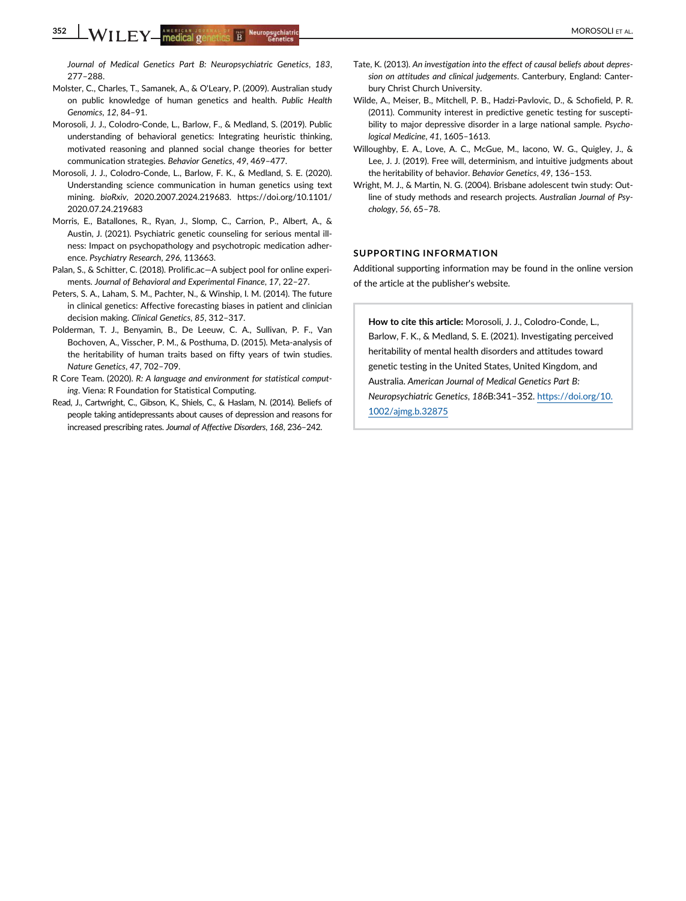*Journal of Medical Genetics Part B: Neuropsychiatric Genetics*, *183*, 277–288.

Molster, C., Charles, T., Samanek, A., & O'Leary, P. (2009). Australian study on public knowledge of human genetics and health. *Public Health Genomics*, *12*, 84–91.

Morosoli, J. J., Colodro-Conde, L., Barlow, F., & Medland, S. (2019). Public understanding of behavioral genetics: Integrating heuristic thinking, motivated reasoning and planned social change theories for better communication strategies. *Behavior Genetics*, *49*, 469–477.

Morosoli, J. J., Colodro-Conde, L., Barlow, F. K., & Medland, S. E. (2020). Understanding science communication in human genetics using text mining. *bioRxiv*, 2020.2007.2024.219683. https://doi.org/10.1101/2020.07.24.219683

Morris, E., Batallones, R., Ryan, J., Slomp, C., Carrion, P., Albert, A., & Austin, J. (2021). Psychiatric genetic counseling for serious mental illness: Impact on psychopathology and psychotropic medication adherence. *Psychiatry Research*, *296*, 113663.

Palan, S., & Schitter, C. (2018). Prolific.ac—A subject pool for online experiments. *Journal of Behavioral and Experimental Finance*, *17*, 22–27.

Peters, S. A., Laham, S. M., Pachter, N., & Winship, I. M. (2014). The future in clinical genetics: Affective forecasting biases in patient and clinician decision making. *Clinical Genetics*, *85*, 312–317.

Polderman, T. J., Benyamin, B., De Leeuw, C. A., Sullivan, P. F., Van Bochoven, A., Visscher, P. M., & Posthuma, D. (2015). Meta-analysis of the heritability of human traits based on fifty years of twin studies. *Nature Genetics*, *47*, 702–709.

R Core Team. (2020). *R: A language and environment for statistical computing*. Viena: R Foundation for Statistical Computing.

Read, J., Cartwright, C., Gibson, K., Shiels, C., & Haslam, N. (2014). Beliefs of people taking antidepressants about causes of depression and reasons for increased prescribing rates. *Journal of Affective Disorders*, *168*, 236–242.

Tate, K. (2013). *An investigation into the effect of causal beliefs about depression on attitudes and clinical judgements*. Canterbury, England: Canterbury Christ Church University.

Wilde, A., Meiser, B., Mitchell, P. B., Hadzi-Pavlovic, D., & Schofield, P. R. (2011). Community interest in predictive genetic testing for susceptibility to major depressive disorder in a large national sample. *Psychological Medicine*, *41*, 1605–1613.

Willoughby, E. A., Love, A. C., McGue, M., Iacono, W. G., Quigley, J., & Lee, J. J. (2019). Free will, determinism, and intuitive judgments about the heritability of behavior. *Behavior Genetics*, *49*, 136–153.

Wright, M. J., & Martin, N. G. (2004). Brisbane adolescent twin study: Outline of study methods and research projects. *Australian Journal of Psychology*, *56*, 65–78.

## SUPPORTING INFORMATION

Additional supporting information may be found in the online version of the article at the publisher's website.

**How to cite this article:** Morosoli, J. J., Colodro-Conde, L., Barlow, F. K., & Medland, S. E. (2021). Investigating perceived heritability of mental health disorders and attitudes toward genetic testing in the United States, United Kingdom, and Australia. *American Journal of Medical Genetics Part B: Neuropsychiatric Genetics*, *186*B:341–352. https://doi.org/10.1002/ajmg.b.32875